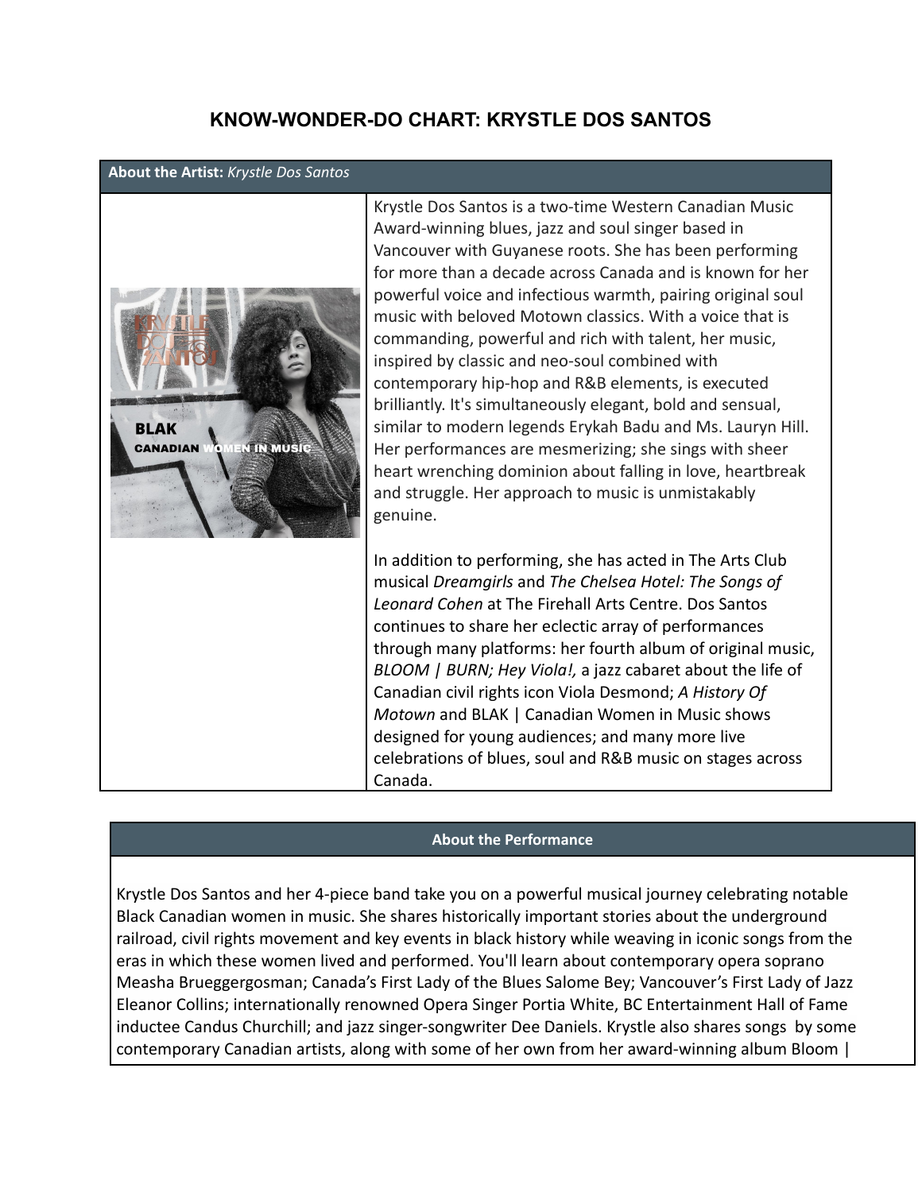# KNOW-WONDER-DO CHART: KRYSTLE DOS SANTOS

| **About the Artist:** *Krystle Dos Santos* | |
|---|---|
| | Krystle Dos Santos is a two-time Western Canadian Music Award-winning blues, jazz and soul singer based in Vancouver with Guyanese roots. She has been performing for more than a decade across Canada and is known for her powerful voice and infectious warmth, pairing original soul music with beloved Motown classics. With a voice that is commanding, powerful and rich with talent, her music, inspired by classic and neo-soul combined with contemporary hip-hop and R&B elements, is executed brilliantly. It's simultaneously elegant, bold and sensual, similar to modern legends Erykah Badu and Ms. Lauryn Hill. Her performances are mesmerizing; she sings with sheer heart wrenching dominion about falling in love, heartbreak and struggle. Her approach to music is unmistakably genuine.<br><br>In addition to performing, she has acted in The Arts Club musical *Dreamgirls* and *The Chelsea Hotel: The Songs of Leonard Cohen* at The Firehall Arts Centre. Dos Santos continues to share her eclectic array of performances through many platforms: her fourth album of original music, *BLOOM \| BURN; Hey Viola!,* a jazz cabaret about the life of Canadian civil rights icon Viola Desmond; *A History Of Motown* and BLAK \| Canadian Women in Music shows designed for young audiences; and many more live celebrations of blues, soul and R&B music on stages across Canada. |

| About the Performance |
|---|
| Krystle Dos Santos and her 4-piece band take you on a powerful musical journey celebrating notable Black Canadian women in music. She shares historically important stories about the underground railroad, civil rights movement and key events in black history while weaving in iconic songs from the eras in which these women lived and performed. You'll learn about contemporary opera soprano Measha Brueggergosman; Canada's First Lady of the Blues Salome Bey; Vancouver's First Lady of Jazz Eleanor Collins; internationally renowned Opera Singer Portia White, BC Entertainment Hall of Fame inductee Candus Churchill; and jazz singer-songwriter Dee Daniels. Krystle also shares songs by some contemporary Canadian artists, along with some of her own from her award-winning album Bloom \| |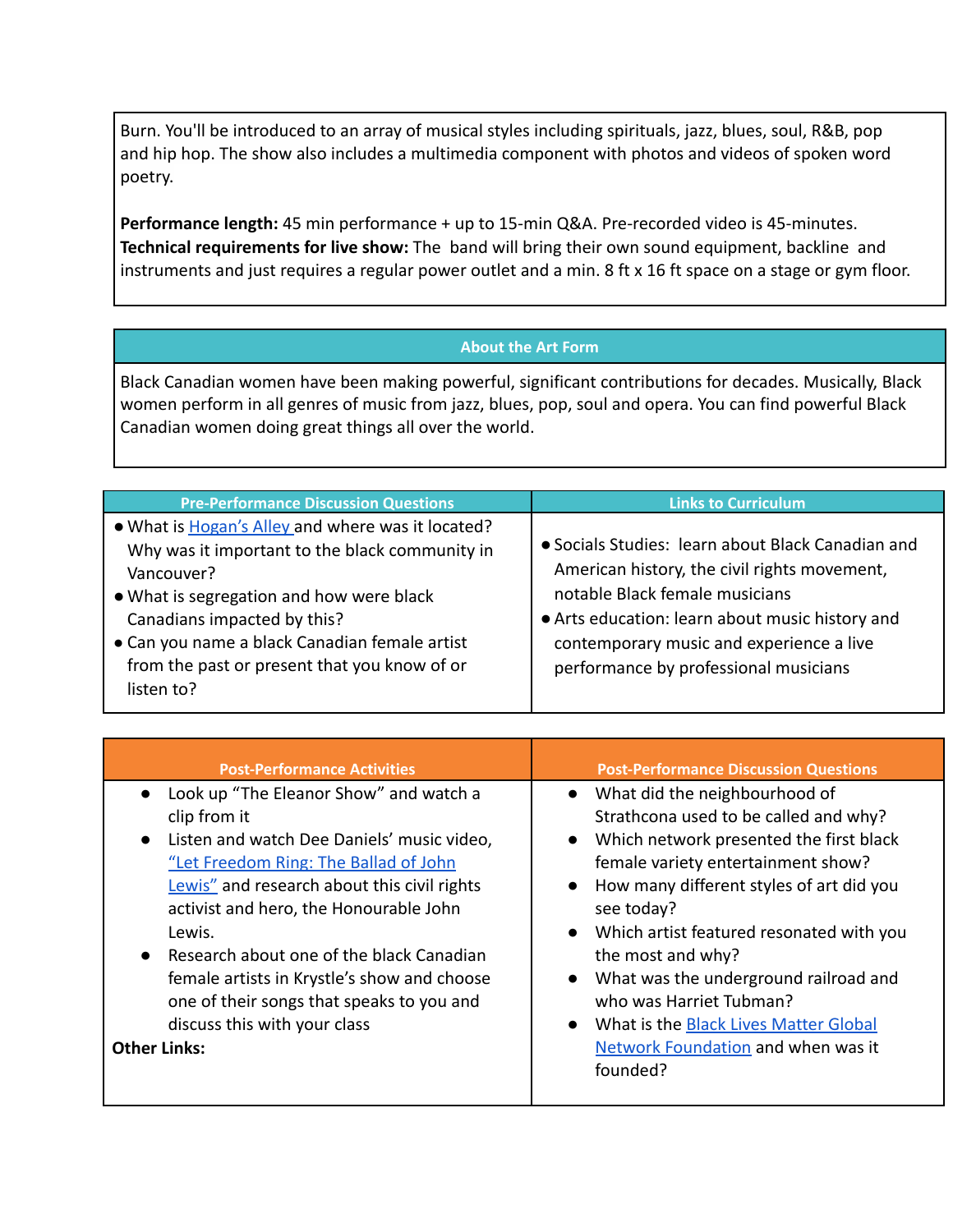Burn. You'll be introduced to an array of musical styles including spirituals, jazz, blues, soul, R&B, pop and hip hop. The show also includes a multimedia component with photos and videos of spoken word poetry.

**Performance length:** 45 min performance + up to 15-min Q&A. Pre-recorded video is 45-minutes.
**Technical requirements for live show:** The band will bring their own sound equipment, backline and instruments and just requires a regular power outlet and a min. 8 ft x 16 ft space on a stage or gym floor.

## About the Art Form

Black Canadian women have been making powerful, significant contributions for decades. Musically, Black women perform in all genres of music from jazz, blues, pop, soul and opera. You can find powerful Black Canadian women doing great things all over the world.

| Pre-Performance Discussion Questions | Links to Curriculum |
|---|---|
| • What is Hogan's Alley and where was it located? Why was it important to the black community in Vancouver?<br>• What is segregation and how were black Canadians impacted by this?<br>• Can you name a black Canadian female artist from the past or present that you know of or listen to? | • Socials Studies: learn about Black Canadian and American history, the civil rights movement, notable Black female musicians<br>• Arts education: learn about music history and contemporary music and experience a live performance by professional musicians |

| Post-Performance Activities | Post-Performance Discussion Questions |
|---|---|
| • Look up "The Eleanor Show" and watch a clip from it<br>• Listen and watch Dee Daniels' music video, "Let Freedom Ring: The Ballad of John Lewis" and research about this civil rights activist and hero, the Honourable John Lewis.<br>• Research about one of the black Canadian female artists in Krystle's show and choose one of their songs that speaks to you and discuss this with your class<br>**Other Links:** | • What did the neighbourhood of Strathcona used to be called and why?<br>• Which network presented the first black female variety entertainment show?<br>• How many different styles of art did you see today?<br>• Which artist featured resonated with you the most and why?<br>• What was the underground railroad and who was Harriet Tubman?<br>• What is the Black Lives Matter Global Network Foundation and when was it founded? |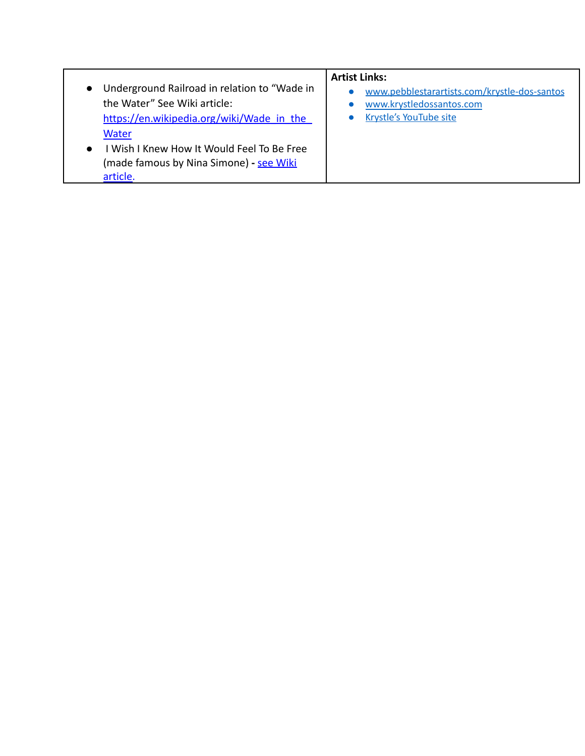| | |
|---|---|
| <ul><li>Underground Railroad in relation to "Wade in the Water" See Wiki article: https://en.wikipedia.org/wiki/Wade_in_the_Water</li><li>I Wish I Knew How It Would Feel To Be Free (made famous by Nina Simone) - see Wiki article.</li></ul> | **Artist Links:**<ul><li>www.pebblestarartists.com/krystle-dos-santos</li><li>www.krystledossantos.com</li><li>Krystle's YouTube site</li></ul> |